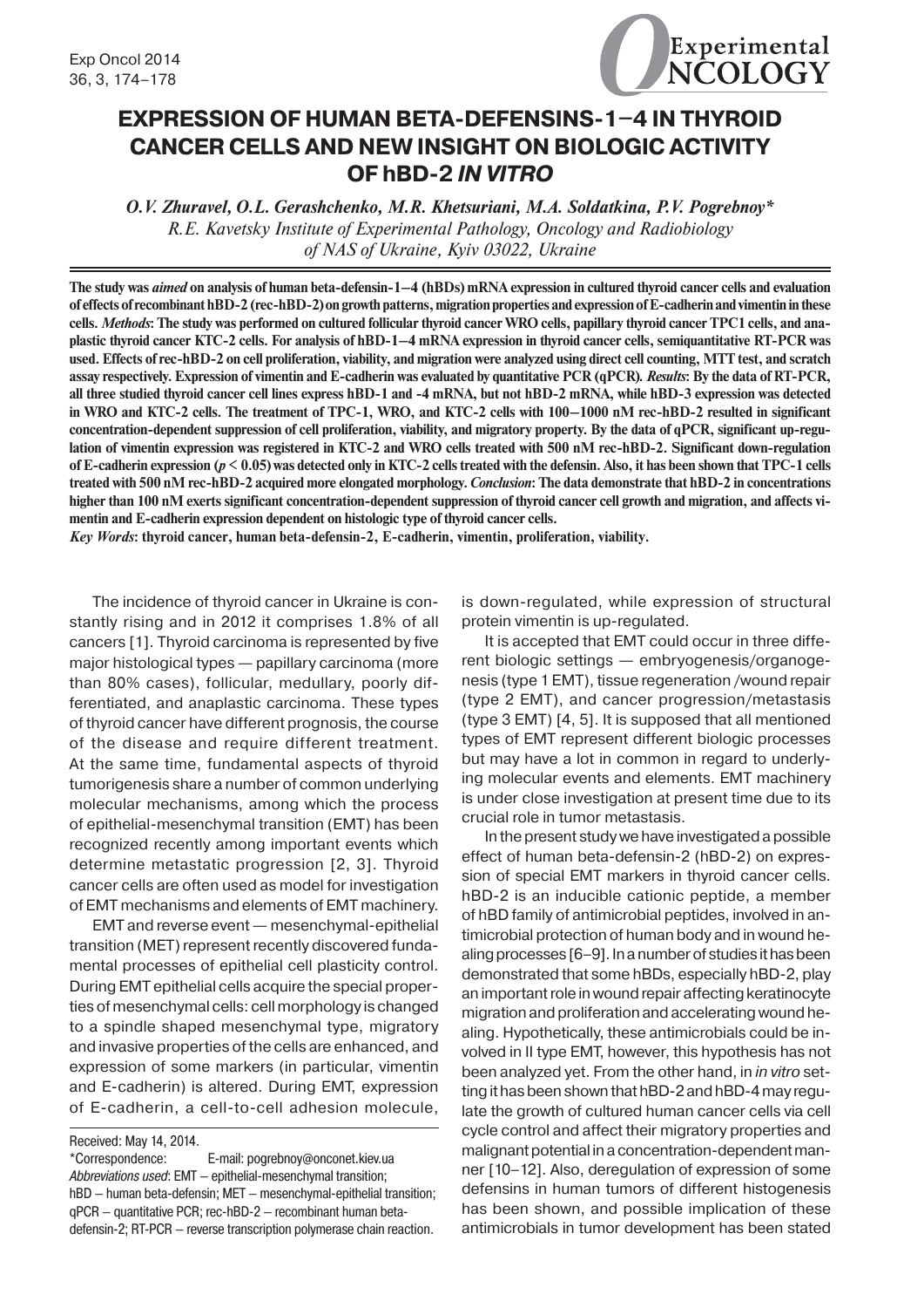# EXPRESSION OF HUMAN BETA-DEFENSINS-1–4 IN THYROID CANCER CELLS AND NEW INSIGHT ON BIOLOGIC ACTIVITY OF hBD-2 *IN VITRO*

*O.V. Zhuravel, O.L. Gerashchenko, M.R. Khetsuriani, M.A. Soldatkina, P.V. Pogrebnoy**

*R.E. Kavetsky Institute of Experimental Pathology, Oncology and Radiobiology of NAS of Ukraine, Kyiv 03022, Ukraine*

**The study was *aimed* on analysis of human beta-defensin-1–4 (hBDs) mRNA expression in cultured thyroid cancer cells and evaluation of effects of recombinant hBD-2 (rec-hBD-2) on growth patterns, migration properties and expression of E-cadherin and vimentin in these cells. *Methods*: The study was performed on cultured follicular thyroid cancer WRO cells, papillary thyroid cancer TPC1 cells, and anaplastic thyroid cancer KTC-2 cells. For analysis of hBD-1–4 mRNA expression in thyroid cancer cells, semiquantitative RT-PCR was used. Effects of rec-hBD-2 on cell proliferation, viability, and migration were analyzed using direct cell counting, MTT test, and scratch assay respectively. Expression of vimentin and E-cadherin was evaluated by quantitative PCR (qPCR). *Results*: By the data of RT-PCR, all three studied thyroid cancer cell lines express hBD-1 and -4 mRNA, but not hBD-2 mRNA, while hBD-3 expression was detected in WRO and KTC-2 cells. The treatment of TPC-1, WRO, and KTC-2 cells with 100–1000 nM rec-hBD-2 resulted in significant concentration-dependent suppression of cell proliferation, viability, and migratory property. By the data of qPCR, significant up-regulation of vimentin expression was registered in KTC-2 and WRO cells treated with 500 nM rec-hBD-2. Significant down-regulation of E-cadherin expression ($p < 0.05$) was detected only in KTC-2 cells treated with the defensin. Also, it has been shown that TPC-1 cells treated with 500 nM rec-hBD-2 acquired more elongated morphology. *Conclusion*: The data demonstrate that hBD-2 in concentrations higher than 100 nM exerts significant concentration-dependent suppression of thyroid cancer cell growth and migration, and affects vimentin and E-cadherin expression dependent on histologic type of thyroid cancer cells.**

***Key Words*: thyroid cancer, human beta-defensin-2, E-cadherin, vimentin, proliferation, viability.**

The incidence of thyroid cancer in Ukraine is constantly rising and in 2012 it comprises 1.8% of all cancers [1]. Thyroid carcinoma is represented by five major histological types — papillary carcinoma (more than 80% cases), follicular, medullary, poorly differentiated, and anaplastic carcinoma. These types of thyroid cancer have different prognosis, the course of the disease and require different treatment. At the same time, fundamental aspects of thyroid tumorigenesis share a number of common underlying molecular mechanisms, among which the process of epithelial-mesenchymal transition (EMT) has been recognized recently among important events which determine metastatic progression [2, 3]. Thyroid cancer cells are often used as model for investigation of EMT mechanisms and elements of EMT machinery.

EMT and reverse event — mesenchymal-epithelial transition (MET) represent recently discovered fundamental processes of epithelial cell plasticity control. During EMT epithelial cells acquire the special properties of mesenchymal cells: cell morphology is changed to a spindle shaped mesenchymal type, migratory and invasive properties of the cells are enhanced, and expression of some markers (in particular, vimentin and E-cadherin) is altered. During EMT, expression of E-cadherin, a cell-to-cell adhesion molecule, is down-regulated, while expression of structural protein vimentin is up-regulated.

It is accepted that EMT could occur in three different biologic settings — embryogenesis/organogenesis (type 1 EMT), tissue regeneration /wound repair (type 2 EMT), and cancer progression/metastasis (type 3 EMT) [4, 5]. It is supposed that all mentioned types of EMT represent different biologic processes but may have a lot in common in regard to underlying molecular events and elements. EMT machinery is under close investigation at present time due to its crucial role in tumor metastasis.

In the present study we have investigated a possible effect of human beta-defensin-2 (hBD-2) on expression of special EMT markers in thyroid cancer cells. hBD-2 is an inducible cationic peptide, a member of hBD family of antimicrobial peptides, involved in antimicrobial protection of human body and in wound healing processes [6–9]. In a number of studies it has been demonstrated that some hBDs, especially hBD-2, play an important role in wound repair affecting keratinocyte migration and proliferation and accelerating wound healing. Hypothetically, these antimicrobials could be involved in II type EMT, however, this hypothesis has not been analyzed yet. From the other hand, in *in vitro* setting it has been shown that hBD-2 and hBD-4 may regulate the growth of cultured human cancer cells via cell cycle control and affect their migratory properties and malignant potential in a concentration-dependent manner [10–12]. Also, deregulation of expression of some defensins in human tumors of different histogenesis has been shown, and possible implication of these antimicrobials in tumor development has been stated

Received: May 14, 2014.

*Correspondence: E-mail: pogrebnoy@onconet.kiev.ua

*Abbreviations used*: EMT – epithelial-mesenchymal transition; hBD – human beta-defensin; MET – mesenchymal-epithelial transition; qPCR – quantitative PCR; rec-hBD-2 – recombinant human beta-defensin-2; RT-PCR – reverse transcription polymerase chain reaction.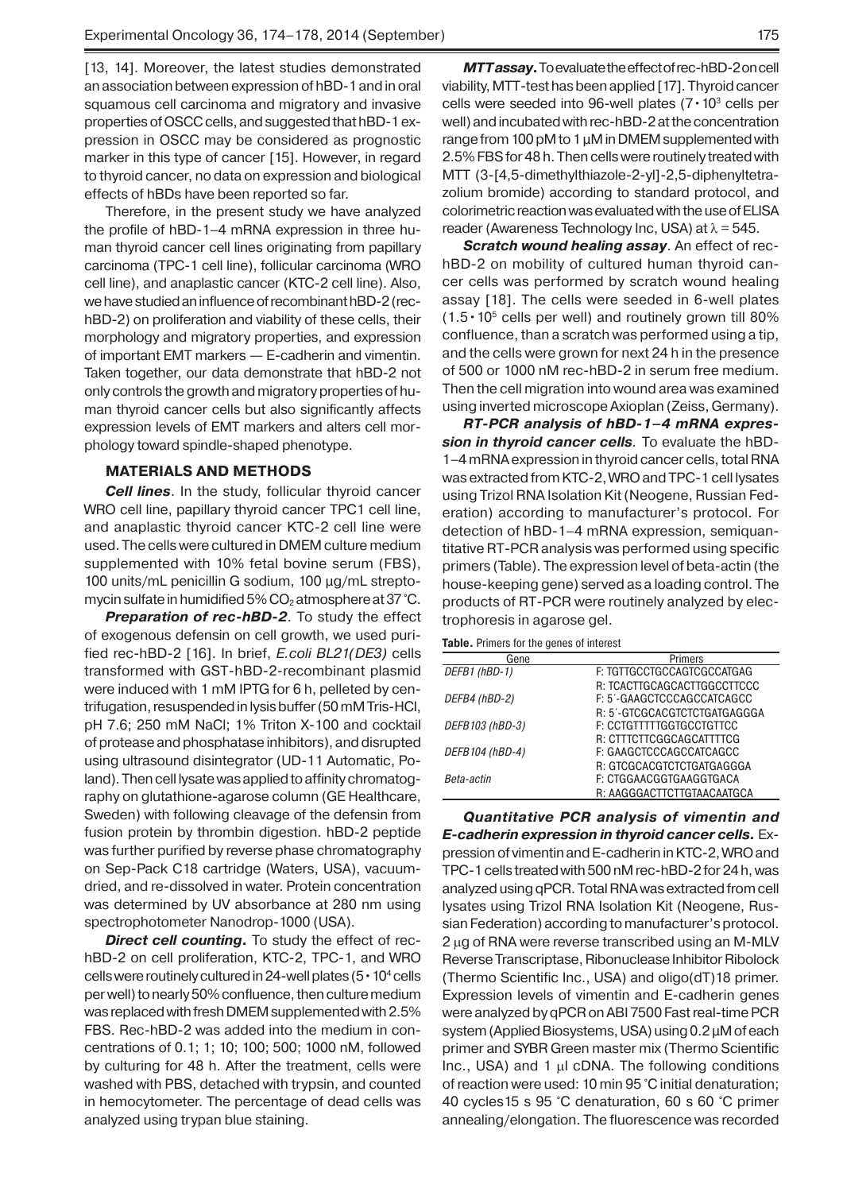[13, 14]. Moreover, the latest studies demonstrated an association between expression of hBD-1 and in oral squamous cell carcinoma and migratory and invasive properties of OSCC cells, and suggested that hBD-1 expression in OSCC may be considered as prognostic marker in this type of cancer [15]. However, in regard to thyroid cancer, no data on expression and biological effects of hBDs have been reported so far.

Therefore, in the present study we have analyzed the profile of hBD-1–4 mRNA expression in three human thyroid cancer cell lines originating from papillary carcinoma (TPC-1 cell line), follicular carcinoma (WRO cell line), and anaplastic cancer (KTC-2 cell line). Also, we have studied an influence of recombinant hBD-2 (rec-hBD-2) on proliferation and viability of these cells, their morphology and migratory properties, and expression of important EMT markers — E-cadherin and vimentin. Taken together, our data demonstrate that hBD-2 not only controls the growth and migratory properties of human thyroid cancer cells but also significantly affects expression levels of EMT markers and alters cell morphology toward spindle-shaped phenotype.

## MATERIALS AND METHODS

***Cell lines***. In the study, follicular thyroid cancer WRO cell line, papillary thyroid cancer TPC1 cell line, and anaplastic thyroid cancer KTC-2 cell line were used. The cells were cultured in DMEM culture medium supplemented with 10% fetal bovine serum (FBS), 100 units/mL penicillin G sodium, 100 µg/mL streptomycin sulfate in humidified 5% $CO_2$ atmosphere at 37 °C.

***Preparation of rec-hBD-2***. To study the effect of exogenous defensin on cell growth, we used purified rec-hBD-2 [16]. In brief, *E.coli BL21(DE3)* cells transformed with GST-hBD-2-recombinant plasmid were induced with 1 mM IPTG for 6 h, pelleted by centrifugation, resuspended in lysis buffer (50 mM Tris-HCl, pH 7.6; 250 mM NaCl; 1% Triton X-100 and cocktail of protease and phosphatase inhibitors), and disrupted using ultrasound disintegrator (UD-11 Automatic, Poland). Then cell lysate was applied to affinity chromatography on glutathione-agarose column (GE Healthcare, Sweden) with following cleavage of the defensin from fusion protein by thrombin digestion. hBD-2 peptide was further purified by reverse phase chromatography on Sep-Pack C18 cartridge (Waters, USA), vacuum-dried, and re-dissolved in water. Protein concentration was determined by UV absorbance at 280 nm using spectrophotometer Nanodrop-1000 (USA).

***Direct cell counting.*** To study the effect of rec-hBD-2 on cell proliferation, KTC-2, TPC-1, and WRO cells were routinely cultured in 24-well plates ($5 \cdot 10^4$ cells per well) to nearly 50% confluence, then culture medium was replaced with fresh DMEM supplemented with 2.5% FBS. Rec-hBD-2 was added into the medium in concentrations of 0.1; 1; 10; 100; 500; 1000 nM, followed by culturing for 48 h. After the treatment, cells were washed with PBS, detached with trypsin, and counted in hemocytometer. The percentage of dead cells was analyzed using trypan blue staining.

***MTT assay.*** To evaluate the effect of rec-hBD-2 on cell viability, MTT-test has been applied [17]. Thyroid cancer cells were seeded into 96-well plates ($7 \cdot 10^3$ cells per well) and incubated with rec-hBD-2 at the concentration range from 100 pM to 1 µM in DMEM supplemented with 2.5% FBS for 48 h. Then cells were routinely treated with MTT (3-[4,5-dimethylthiazole-2-yl]-2,5-diphenyltetrazolium bromide) according to standard protocol, and colorimetric reaction was evaluated with the use of ELISA reader (Awareness Technology Inc, USA) at $\lambda = 545$.

***Scratch wound healing assay***. An effect of rec-hBD-2 on mobility of cultured human thyroid cancer cells was performed by scratch wound healing assay [18]. The cells were seeded in 6-well plates ($1.5 \cdot 10^5$ cells per well) and routinely grown till 80% confluence, than a scratch was performed using a tip, and the cells were grown for next 24 h in the presence of 500 or 1000 nM rec-hBD-2 in serum free medium. Then the cell migration into wound area was examined using inverted microscope Axioplan (Zeiss, Germany).

***RT-PCR analysis of hBD-1–4 mRNA expression in thyroid cancer cells***. To evaluate the hBD-1–4 mRNA expression in thyroid cancer cells, total RNA was extracted from KTC-2, WRO and TPC-1 cell lysates using Trizol RNA Isolation Kit (Neogene, Russian Federation) according to manufacturer's protocol. For detection of hBD-1–4 mRNA expression, semiquantitative RT-PCR analysis was performed using specific primers (Table). The expression level of beta-actin (the house-keeping gene) served as a loading control. The products of RT-PCR were routinely analyzed by electrophoresis in agarose gel.

**Table.** Primers for the genes of interest

| Gene | Primers |
|---|---|
| *DEFB1 (hBD-1)* | F: TGTTGCCTGCCAGTCGCCATGAG |
| | R: TCACTTGCAGCACTTGGCCTTCCC |
| *DEFB4 (hBD-2)* | F: 5´-GAAGCTCCCAGCCATCAGCC |
| | R: 5´-GTCGCACGTCTCTGATGAGGGA |
| *DEFB103 (hBD-3)* | F: CCTGTTTTTGGTGCCTGTTCC |
| | R: CTTTCTTCGGCAGCATTTTCG |
| *DEFB104 (hBD-4)* | F: GAAGCTCCCAGCCATCAGCC |
| | R: GTCGCACGTCTCTGATGAGGGA |
| *Beta-actin* | F: CTGGAACGGTGAAGGTGACA |
| | R: AAGGGACTTCTTGTAACAATGCA |

***Quantitative PCR analysis of vimentin and E-cadherin expression in thyroid cancer cells.*** Expression of vimentin and E-cadherin in KTC-2, WRO and TPC-1 cells treated with 500 nM rec-hBD-2 for 24 h, was analyzed using qPCR. Total RNA was extracted from cell lysates using Trizol RNA Isolation Kit (Neogene, Russian Federation) according to manufacturer's protocol. 2 µg of RNA were reverse transcribed using an M-MLV Reverse Transcriptase, Ribonuclease Inhibitor Ribolock (Thermo Scientific Inc., USA) and oligo(dT)18 primer. Expression levels of vimentin and E-cadherin genes were analyzed by qPCR on ABI 7500 Fast real-time PCR system (Applied Biosystems, USA) using 0.2 µM of each primer and SYBR Green master mix (Thermo Scientific Inc., USA) and 1 µl cDNA. The following conditions of reaction were used: 10 min 95 °C initial denaturation; 40 cycles15 s 95 °C denaturation, 60 s 60 °C primer annealing/elongation. The fluorescence was recorded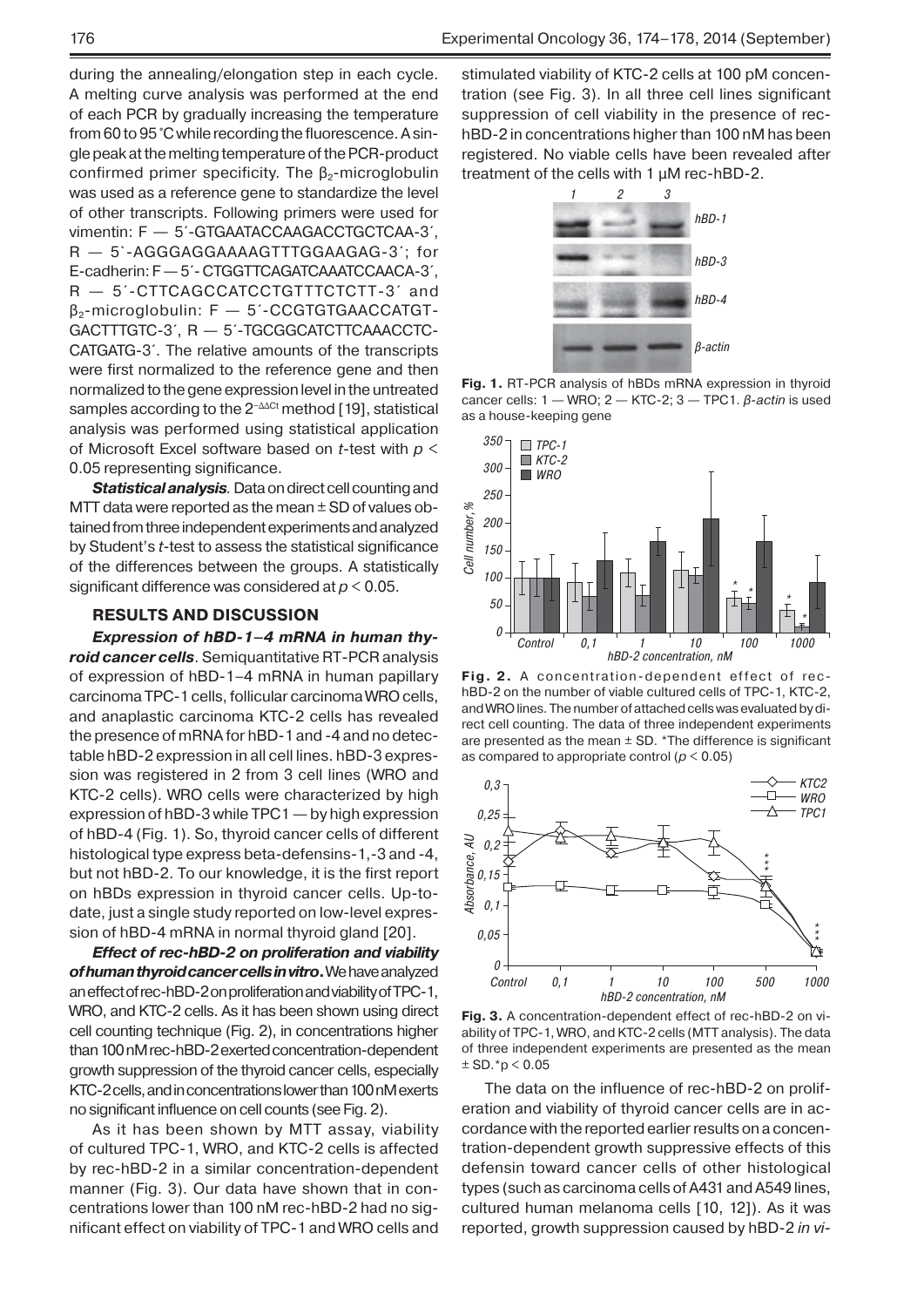during the annealing/elongation step in each cycle. A melting curve analysis was performed at the end of each PCR by gradually increasing the temperature from 60 to 95 °C while recording the fluorescence. A single peak at the melting temperature of the PCR-product confirmed primer specificity. The $\beta_2$-microglobulin was used as a reference gene to standardize the level of other transcripts. Following primers were used for vimentin: F — 5´-GTGAATACCAAGACCTGCTCAA-3´, R — 5`-AGGGAGGAAAAGTTTGGAAGAG-3´; for E-cadherin: F — 5´- CTGGTTCAGATCAAATCCAACA-3´, R — 5´-CTTCAGCCATCCTGTTTCTCTT-3´ and $\beta_2$-microglobulin: F — 5´-CCGTGTGAACCATGTGACTTTGTC-3´, R — 5´-TGCGGCATCTTCAAACCTCCATGATG-3´. The relative amounts of the transcripts were first normalized to the reference gene and then normalized to the gene expression level in the untreated samples according to the $2^{-\Delta\Delta Ct}$ method [19], statistical analysis was performed using statistical application of Microsoft Excel software based on *t*-test with $p < 0.05$ representing significance.

***Statistical analysis***. Data on direct cell counting and MTT data were reported as the mean ± SD of values obtained from three independent experiments and analyzed by Student's *t*-test to assess the statistical significance of the differences between the groups. A statistically significant difference was considered at $p < 0.05$.

## RESULTS AND DISCUSSION

***Expression of hBD-1–4 mRNA in human thyroid cancer cells***. Semiquantitative RT-PCR analysis of expression of hBD-1–4 mRNA in human papillary carcinoma TPC-1 cells, follicular carcinoma WRO cells, and anaplastic carcinoma KTC-2 cells has revealed the presence of mRNA for hBD-1 and -4 and no detectable hBD-2 expression in all cell lines. hBD-3 expression was registered in 2 from 3 cell lines (WRO and KTC-2 cells). WRO cells were characterized by high expression of hBD-3 while TPC1 — by high expression of hBD-4 (Fig. 1). So, thyroid cancer cells of different histological type express beta-defensins-1,-3 and -4, but not hBD-2. To our knowledge, it is the first report on hBDs expression in thyroid cancer cells. Up-to-date, just a single study reported on low-level expression of hBD-4 mRNA in normal thyroid gland [20].

***Effect of rec-hBD-2 on proliferation and viability of human thyroid cancer cells in vitro***. We have analyzed an effect of rec-hBD-2 on proliferation and viability of TPC-1, WRO, and KTC-2 cells. As it has been shown using direct cell counting technique (Fig. 2), in concentrations higher than 100 nM rec-hBD-2 exerted concentration-dependent growth suppression of the thyroid cancer cells, especially KTC-2 cells, and in concentrations lower than 100 nM exerts no significant influence on cell counts (see Fig. 2).

As it has been shown by MTT assay, viability of cultured TPC-1, WRO, and KTC-2 cells is affected by rec-hBD-2 in a similar concentration-dependent manner (Fig. 3). Our data have shown that in concentrations lower than 100 nM rec-hBD-2 had no significant effect on viability of TPC-1 and WRO cells and stimulated viability of KTC-2 cells at 100 pM concentration (see Fig. 3). In all three cell lines significant suppression of cell viability in the presence of rec-hBD-2 in concentrations higher than 100 nM has been registered. No viable cells have been revealed after treatment of the cells with 1 µM rec-hBD-2.

**Fig. 1.** RT-PCR analysis of hBDs mRNA expression in thyroid cancer cells: 1 — WRO; 2 — KTC-2; 3 — TPC1. *β-actin* is used as a house-keeping gene

**Fig. 2.** A concentration-dependent effect of rec-hBD-2 on the number of viable cultured cells of TPC-1, KTC-2, and WRO lines. The number of attached cells was evaluated by direct cell counting. The data of three independent experiments are presented as the mean ± SD. *The difference is significant as compared to appropriate control ($p < 0.05$)

**Fig. 3.** A concentration-dependent effect of rec-hBD-2 on viability of TPC-1, WRO, and KTC-2 cells (MTT analysis). The data of three independent experiments are presented as the mean ± SD. *$p < 0.05$

The data on the influence of rec-hBD-2 on proliferation and viability of thyroid cancer cells are in accordance with the reported earlier results on a concentration-dependent growth suppressive effects of this defensin toward cancer cells of other histological types (such as carcinoma cells of A431 and A549 lines, cultured human melanoma cells [10, 12]). As it was reported, growth suppression caused by hBD-2 *in vi-*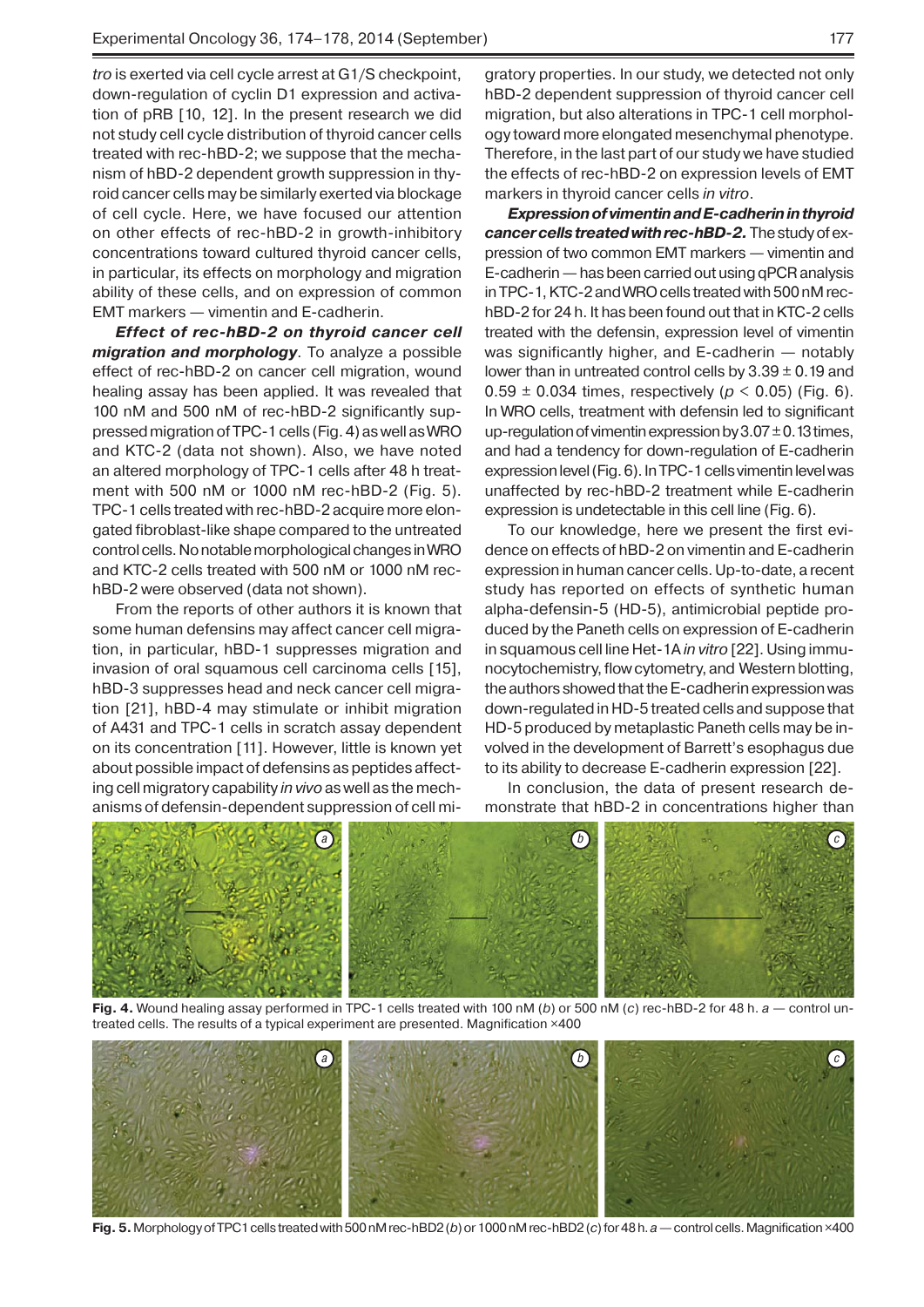*tro* is exerted via cell cycle arrest at G1/S checkpoint, down-regulation of cyclin D1 expression and activation of pRB [10, 12]. In the present research we did not study cell cycle distribution of thyroid cancer cells treated with rec-hBD-2; we suppose that the mechanism of hBD-2 dependent growth suppression in thyroid cancer cells may be similarly exerted via blockage of cell cycle. Here, we have focused our attention on other effects of rec-hBD-2 in growth-inhibitory concentrations toward cultured thyroid cancer cells, in particular, its effects on morphology and migration ability of these cells, and on expression of common EMT markers — vimentin and E-cadherin.

***Effect of rec-hBD-2 on thyroid cancer cell migration and morphology***. To analyze a possible effect of rec-hBD-2 on cancer cell migration, wound healing assay has been applied. It was revealed that 100 nM and 500 nM of rec-hBD-2 significantly suppressed migration of TPC-1 cells (Fig. 4) as well as WRO and KTC-2 (data not shown). Also, we have noted an altered morphology of TPC-1 cells after 48 h treatment with 500 nM or 1000 nM rec-hBD-2 (Fig. 5). TPC-1 cells treated with rec-hBD-2 acquire more elongated fibroblast-like shape compared to the untreated control cells. No notable morphological changes in WRO and KTC-2 cells treated with 500 nM or 1000 nM rec-hBD-2 were observed (data not shown).

From the reports of other authors it is known that some human defensins may affect cancer cell migration, in particular, hBD-1 suppresses migration and invasion of oral squamous cell carcinoma cells [15], hBD-3 suppresses head and neck cancer cell migration [21], hBD-4 may stimulate or inhibit migration of A431 and TPC-1 cells in scratch assay dependent on its concentration [11]. However, little is known yet about possible impact of defensins as peptides affecting cell migratory capability *in vivo* as well as the mechanisms of defensin-dependent suppression of cell migratory properties. In our study, we detected not only hBD-2 dependent suppression of thyroid cancer cell migration, but also alterations in TPC-1 cell morphology toward more elongated mesenchymal phenotype. Therefore, in the last part of our study we have studied the effects of rec-hBD-2 on expression levels of EMT markers in thyroid cancer cells *in vitro*.

***Expression of vimentin and E-cadherin in thyroid cancer cells treated with rec-hBD-2.*** The study of expression of two common EMT markers — vimentin and E-cadherin — has been carried out using qPCR analysis in TPC-1, KTC-2 and WRO cells treated with 500 nM rec-hBD-2 for 24 h. It has been found out that in KTC-2 cells treated with the defensin, expression level of vimentin was significantly higher, and E-cadherin — notably lower than in untreated control cells by $3.39 \pm 0.19$ and $0.59 \pm 0.034$ times, respectively ($p < 0.05$) (Fig. 6). In WRO cells, treatment with defensin led to significant up-regulation of vimentin expression by $3.07 \pm 0.13$ times, and had a tendency for down-regulation of E-cadherin expression level (Fig. 6). In TPC-1 cells vimentin level was unaffected by rec-hBD-2 treatment while E-cadherin expression is undetectable in this cell line (Fig. 6).

To our knowledge, here we present the first evidence on effects of hBD-2 on vimentin and E-cadherin expression in human cancer cells. Up-to-date, a recent study has reported on effects of synthetic human alpha-defensin-5 (HD-5), antimicrobial peptide produced by the Paneth cells on expression of E-cadherin in squamous cell line Het-1A *in vitro* [22]. Using immunocytochemistry, flow cytometry, and Western blotting, the authors showed that the E-cadherin expression was down-regulated in HD-5 treated cells and suppose that HD-5 produced by metaplastic Paneth cells may be involved in the development of Barrett's esophagus due to its ability to decrease E-cadherin expression [22].

In conclusion, the data of present research demonstrate that hBD-2 in concentrations higher than

**Fig. 4.** Wound healing assay performed in TPC-1 cells treated with 100 nM (*b*) or 500 nM (*c*) rec-hBD-2 for 48 h. *a* — control untreated cells. The results of a typical experiment are presented. Magnification ×400

**Fig. 5.** Morphology of TPC1 cells treated with 500 nM rec-hBD2 (*b*) or 1000 nM rec-hBD2 (*c*) for 48 h. *a* — control cells. Magnification ×400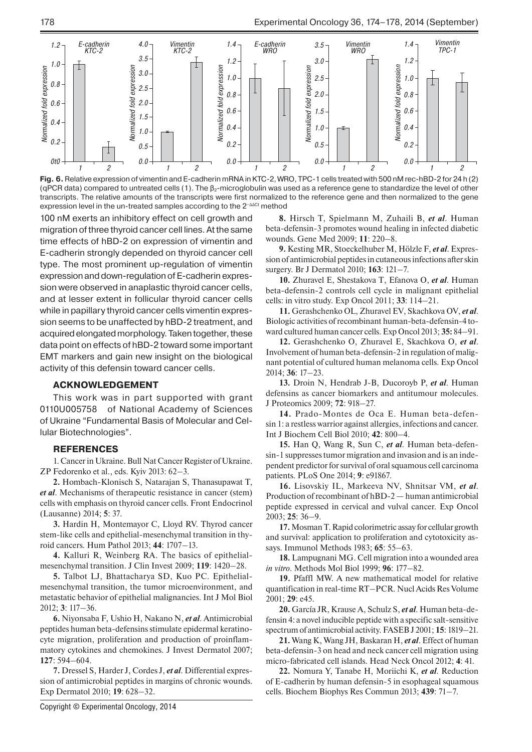E-cadherin KTC-2
Vimentin KTC-2
E-cadherin WRO
Vimentin WRO
Vimentin TPC-1

Normalized fold expression

1.2
1.0
0.8
0.6
0.4
0.2
0t0

4.0
3.5
3.0
2.5
2.0
1.5
1.0
0.5
0.0

1.4
1.2
1.0
0.8
0.6
0.4
0.2
0.0

3.5
3.0
2.5
2.0
1.5
1.0
0.5
0.0

1.4
1.2
1.0
0.8
0.6
0.4
0.2
0.0

1 2

**Fig. 6.** Relative expression of vimentin and E-cadherin mRNA in KTC-2, WRO, TPC-1 cells treated with 500 nM rec-hBD-2 for 24 h (2) (qPCR data) compared to untreated cells (1). The $\beta_2$-microglobulin was used as a reference gene to standardize the level of other transcripts. The relative amounts of the transcripts were first normalized to the reference gene and then normalized to the gene expression level in the un-treated samples according to the $2^{-\Delta\Delta Ct}$ method

100 nM exerts an inhibitory effect on cell growth and migration of three thyroid cancer cell lines. At the same time effects of hBD-2 on expression of vimentin and E-cadherin strongly depended on thyroid cancer cell type. The most prominent up-regulation of vimentin expression and down-regulation of E-cadherin expression were observed in anaplastic thyroid cancer cells, and at lesser extent in follicular thyroid cancer cells while in papillary thyroid cancer cells vimentin expression seems to be unaffected by hBD-2 treatment, and acquired elongated morphology. Taken together, these data point on effects of hBD-2 toward some important EMT markers and gain new insight on the biological activity of this defensin toward cancer cells.

## ACKNOWLEDGEMENT

This work was in part supported with grant 0110U005758 of National Academy of Sciences of Ukraine "Fundamental Basis of Molecular and Cellular Biotechnologies".

## REFERENCES

1. Cancer in Ukraine. Bull Nat Cancer Register of Ukraine. ZP Fedorenko et al., eds. Kyiv 2013: 62–3.

**2.** Hombach-Klonisch S, Natarajan S, Thanasupawat T, *et al*. Mechanisms of therapeutic resistance in cancer (stem) cells with emphasis on thyroid cancer cells. Front Endocrinol (Lausanne) 2014; **5**: 37.

**3.** Hardin H, Montemayor C, Lloyd RV. Thyrod cancer stem-like cells and epithelial-mesenchymal transition in thyroid cancers. Hum Pathol 2013; **44**: 1707–13.

**4.** Kalluri R, Weinberg RA. The basics of epithelial-mesenchymal transition. J Clin Invest 2009; **119**: 1420–28.

**5.** Talbot LJ, Bhattacharya SD, Kuo PC. Epithelial-mesenchymal transition, the tumor microenvironment, and metastatic behavior of epithelial malignancies. Int J Mol Biol 2012; **3**: 117–36.

**6.** Niyonsaba F, Ushio H, Nakano N, *et al*. Antimicrobial peptides human beta-defensins stimulate epidermal keratinocyte migration, proliferation and production of proinflammatory cytokines and chemokines. J Invest Dermatol 2007; **127**: 594–604.

**7.** Dressel S, Harder J, Cordes J, *et al*. Differential expression of antimicrobial peptides in margins of chronic wounds. Exp Dermatol 2010; **19**: 628–32.

**8.** Hirsch T, Spielmann M, Zuhaili B, *et al*. Human beta-defensin-3 promotes wound healing in infected diabetic wounds. Gene Med 2009; **11**: 220–8.

**9.** Kesting MR, Stoeckelhuber M, Hölzle F, *et al*. Expression of antimicrobial peptides in cutaneous infections after skin surgery. Br J Dermatol 2010; **163**: 121–7.

**10.** Zhuravel E, Shestakova T, Efanova O, *et al*. Human beta-defensin-2 controls cell cycle in malignant epithelial cells: in vitro study. Exp Oncol 2011; **33**: 114–21.

**11.** Gerashchenko OL, Zhuravel EV, Skachkova OV, *et al*. Biologic activities of recombinant human-beta-defensin-4 toward cultured human cancer cells. Exp Oncol 2013; **35:** 84–91.

**12.** Gerashchenko O, Zhuravel E, Skachkova O, *et al*. Involvement of human beta-defensin-2 in regulation of malignant potential of cultured human melanoma cells. Exp Oncol 2014; **36**: 17–23.

**13.** Droin N, Hendrab J-B, Ducoroyb P, *et al*. Human defensins as cancer biomarkers and antitumour molecules. J Proteomics 2009; **72**: 918–27.

**14.** Prado-Montes de Oca E. Human beta-defensin 1: a restless warrior against allergies, infections and cancer. Int J Biochem Cell Biol 2010; **42**: 800–4.

**15.** Han Q, Wang R, Sun C, *et al*. Human beta-defensin-1 suppresses tumor migration and invasion and is an independent predictor for survival of oral squamous cell carcinoma patients. PLoS One 2014; **9**: e91867.

**16.** Lisovskiy IL, Markeeva NV, Shnitsar VM, *et al*. Production of recombinant of hBD-2 — human antimicrobial peptide expressed in cervical and vulval cancer. Exp Oncol 2003; **25**: 36–9.

**17.** Mosman T. Rapid colorimetric assay for cellular growth and survival: application to proliferation and cytotoxicity assays. Immunol Methods 1983; **65**: 55–63.

**18.** Lampugnani MG. Cell migration into a wounded area *in vitro*. Methods Mol Biol 1999; **96**: 177–82.

**19.** Pfaffl MW. A new mathematical model for relative quantification in real-time RT–PCR. Nucl Acids Res Volume 2001; **29**: e45.

**20.** García JR, Krause A, Schulz S, *et al*. Human beta-defensin 4: a novel inducible peptide with a specific salt-sensitive spectrum of antimicrobial activity. FASEB J 2001; **15**: 1819–21.

**21.** Wang K, Wang JH, Baskaran H, *et al*. Effect of human beta-defensin-3 on head and neck cancer cell migration using micro-fabricated cell islands. Head Neck Oncol 2012; **4**: 41.

**22.** Nomura Y, Tanabe H, Moriichi K, *et al*. Reduction of E-cadherin by human defensin-5 in esophageal squamous cells. Biochem Biophys Res Commun 2013; **439**: 71–7.

Copyright © Experimental Oncology, 2014